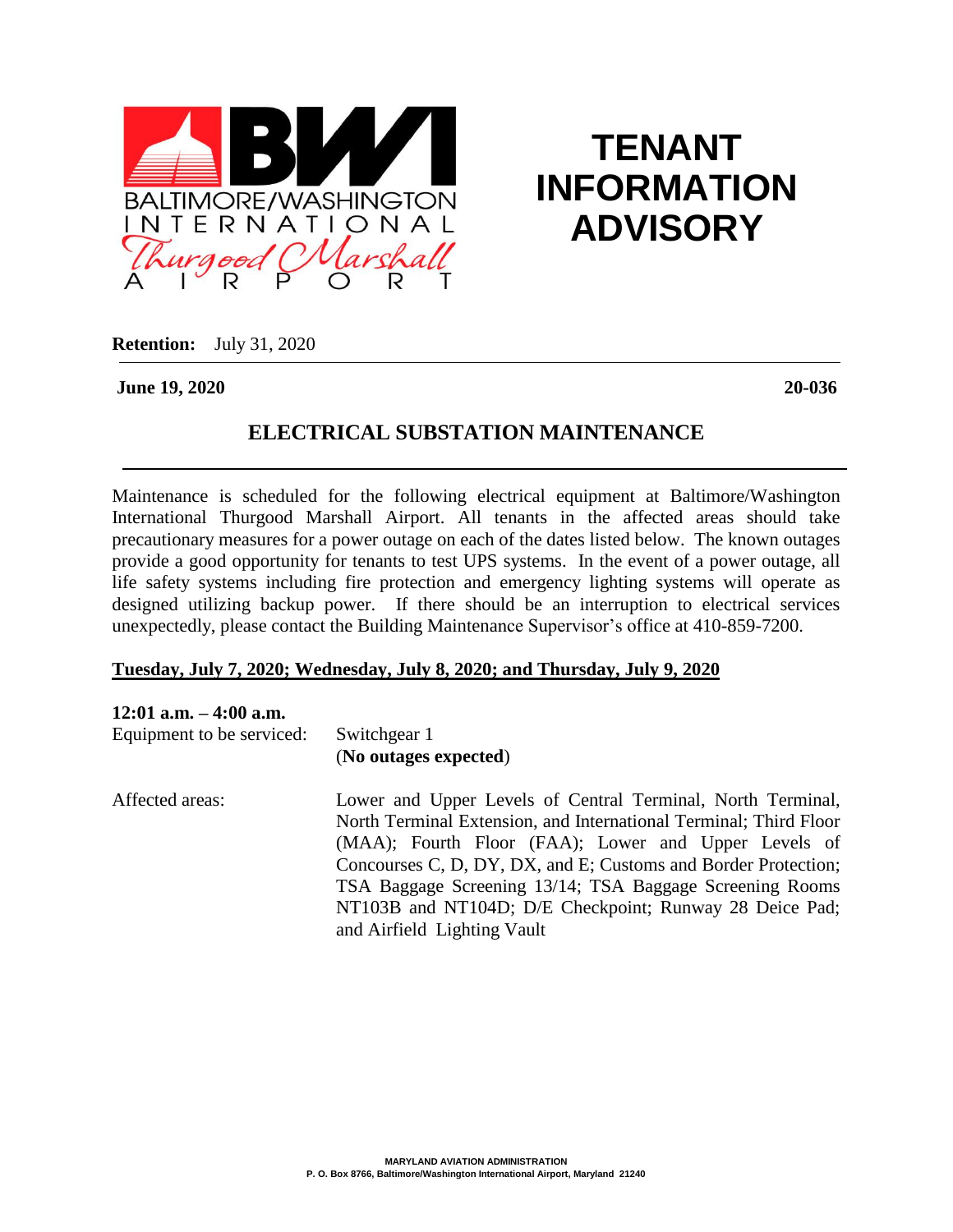# TENANT INFORMATION ADVISORY

**Retention:** July 31, 2020

**June 19, 2020** **20-036**

## ELECTRICAL SUBSTATION MAINTENANCE

Maintenance is scheduled for the following electrical equipment at Baltimore/Washington International Thurgood Marshall Airport. All tenants in the affected areas should take precautionary measures for a power outage on each of the dates listed below. The known outages provide a good opportunity for tenants to test UPS systems. In the event of a power outage, all life safety systems including fire protection and emergency lighting systems will operate as designed utilizing backup power. If there should be an interruption to electrical services unexpectedly, please contact the Building Maintenance Supervisor's office at 410-859-7200.

**Tuesday, July 7, 2020; Wednesday, July 8, 2020; and Thursday, July 9, 2020**

**12:01 a.m. – 4:00 a.m.**

Equipment to be serviced: Switchgear 1 (**No outages expected**)

Affected areas: Lower and Upper Levels of Central Terminal, North Terminal, North Terminal Extension, and International Terminal; Third Floor (MAA); Fourth Floor (FAA); Lower and Upper Levels of Concourses C, D, DY, DX, and E; Customs and Border Protection; TSA Baggage Screening 13/14; TSA Baggage Screening Rooms NT103B and NT104D; D/E Checkpoint; Runway 28 Deice Pad; and Airfield Lighting Vault

MARYLAND AVIATION ADMINISTRATION
P. O. Box 8766, Baltimore/Washington International Airport, Maryland 21240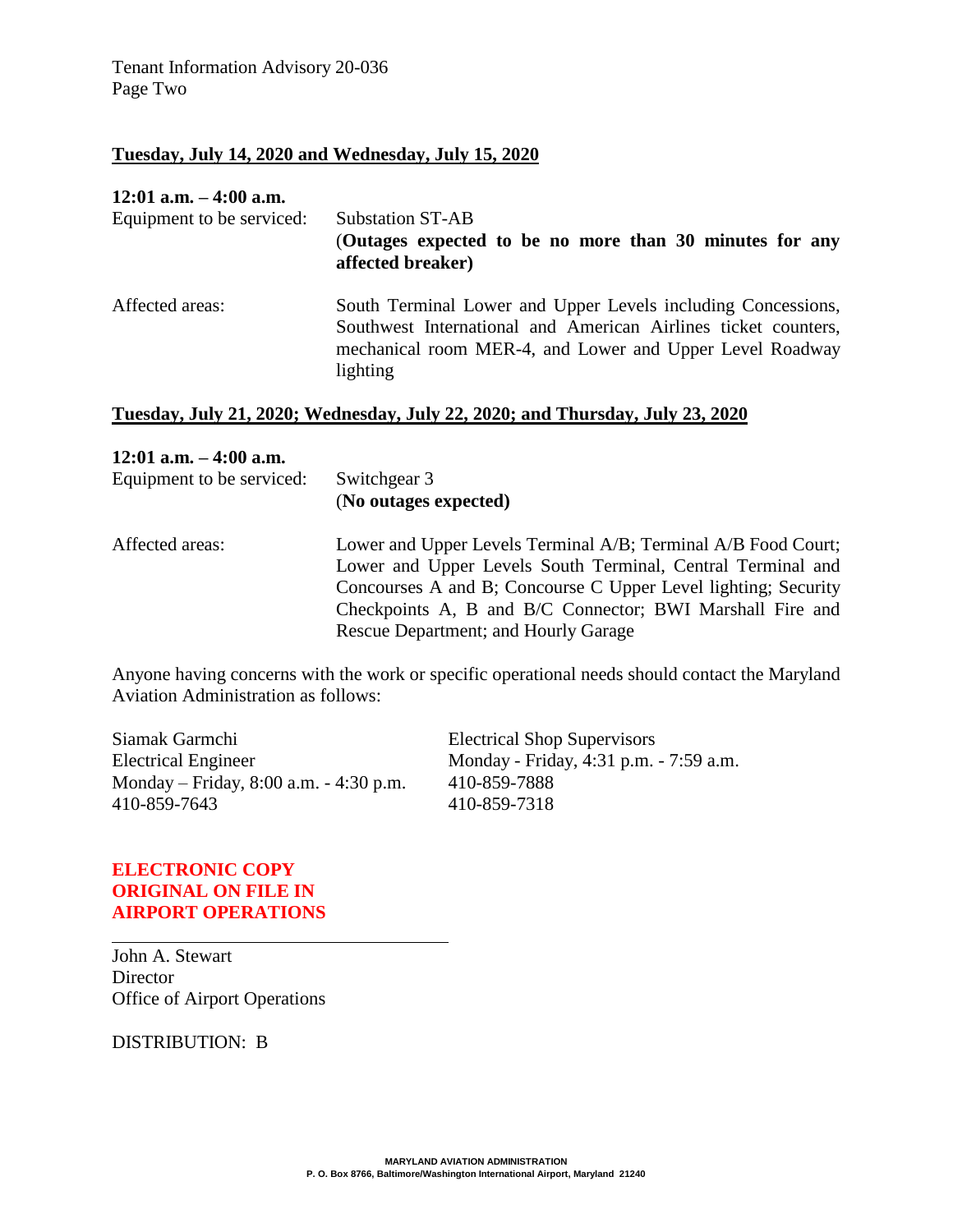**Tuesday, July 14, 2020 and Wednesday, July 15, 2020**

**12:01 a.m. – 4:00 a.m.**

Equipment to be serviced: Substation ST-AB
(**Outages expected to be no more than 30 minutes for any affected breaker)**

Affected areas: South Terminal Lower and Upper Levels including Concessions, Southwest International and American Airlines ticket counters, mechanical room MER-4, and Lower and Upper Level Roadway lighting

**Tuesday, July 21, 2020; Wednesday, July 22, 2020; and Thursday, July 23, 2020**

**12:01 a.m. – 4:00 a.m.**

Equipment to be serviced: Switchgear 3
(**No outages expected)**

Affected areas: Lower and Upper Levels Terminal A/B; Terminal A/B Food Court; Lower and Upper Levels South Terminal, Central Terminal and Concourses A and B; Concourse C Upper Level lighting; Security Checkpoints A, B and B/C Connector; BWI Marshall Fire and Rescue Department; and Hourly Garage

Anyone having concerns with the work or specific operational needs should contact the Maryland Aviation Administration as follows:

Siamak Garmchi
Electrical Engineer
Monday – Friday, 8:00 a.m. - 4:30 p.m.
410-859-7643

Electrical Shop Supervisors
Monday - Friday, 4:31 p.m. - 7:59 a.m.
410-859-7888
410-859-7318

**ELECTRONIC COPY**
**ORIGINAL ON FILE IN**
**AIRPORT OPERATIONS**

John A. Stewart
Director
Office of Airport Operations

DISTRIBUTION: B

MARYLAND AVIATION ADMINISTRATION
P. O. Box 8766, Baltimore/Washington International Airport, Maryland 21240